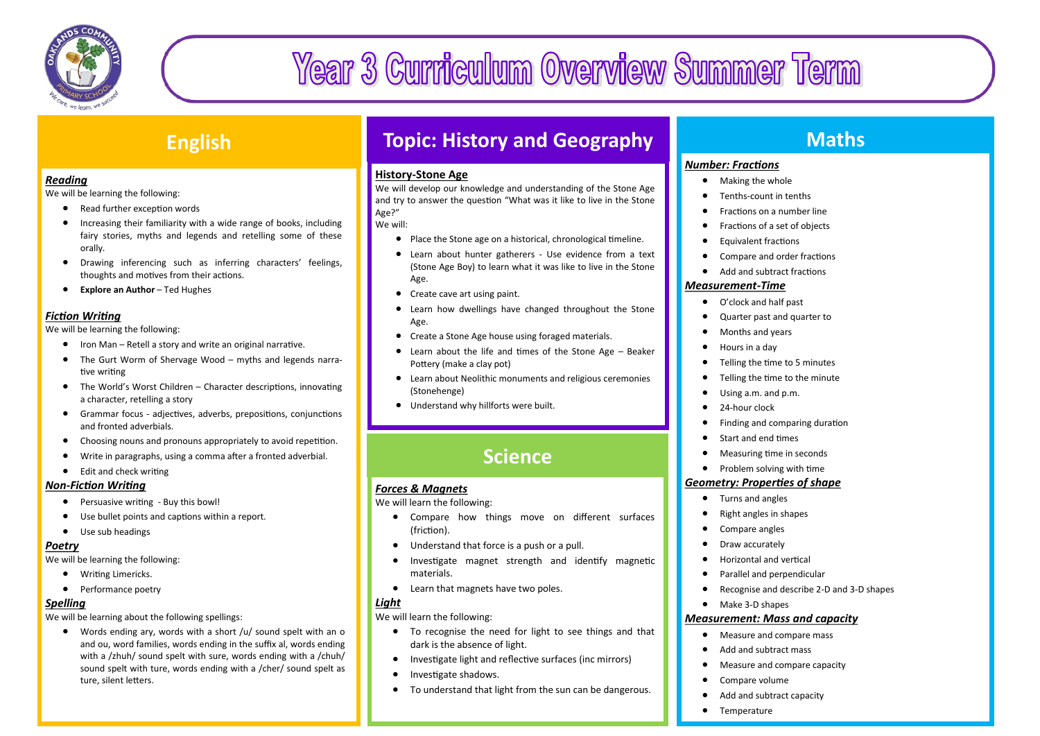# Year 3 Curriculum Overview Summer Term

## English

***Reading***

We will be learning the following:

- Read further exception words
- Increasing their familiarity with a wide range of books, including fairy stories, myths and legends and retelling some of these orally.
- Drawing inferencing such as inferring characters' feelings, thoughts and motives from their actions.
- **Explore an Author** – Ted Hughes

***Fiction Writing***

We will be learning the following:

- Iron Man – Retell a story and write an original narrative.
- The Gurt Worm of Shervage Wood – myths and legends narrative writing
- The World's Worst Children – Character descriptions, innovating a character, retelling a story
- Grammar focus - adjectives, adverbs, prepositions, conjunctions and fronted adverbials.
- Choosing nouns and pronouns appropriately to avoid repetition.
- Write in paragraphs, using a comma after a fronted adverbial.
- Edit and check writing

***Non-Fiction Writing***

- Persuasive writing - Buy this bowl!
- Use bullet points and captions within a report.
- Use sub headings

***Poetry***

We will be learning the following:

- Writing Limericks.
- Performance poetry

***Spelling***

We will be learning about the following spellings:

- Words ending ary, words with a short /u/ sound spelt with an o and ou, word families, words ending in the suffix al, words ending with a /zhuh/ sound spelt with sure, words ending with a /chuh/ sound spelt with ture, words ending with a /cher/ sound spelt as ture, silent letters.

## Topic: History and Geography

**History-Stone Age**

We will develop our knowledge and understanding of the Stone Age and try to answer the question "What was it like to live in the Stone Age?"

We will:

- Place the Stone age on a historical, chronological timeline.
- Learn about hunter gatherers - Use evidence from a text (Stone Age Boy) to learn what it was like to live in the Stone Age.
- Create cave art using paint.
- Learn how dwellings have changed throughout the Stone Age.
- Create a Stone Age house using foraged materials.
- Learn about the life and times of the Stone Age – Beaker Pottery (make a clay pot)
- Learn about Neolithic monuments and religious ceremonies (Stonehenge)
- Understand why hillforts were built.

## Science

***Forces & Magnets***

We will learn the following:

- Compare how things move on different surfaces (friction).
- Understand that force is a push or a pull.
- Investigate magnet strength and identify magnetic materials.
- Learn that magnets have two poles.

***Light***

We will learn the following:

- To recognise the need for light to see things and that dark is the absence of light.
- Investigate light and reflective surfaces (inc mirrors)
- Investigate shadows.
- To understand that light from the sun can be dangerous.

## Maths

***Number: Fractions***

- Making the whole
- Tenths-count in tenths
- Fractions on a number line
- Fractions of a set of objects
- Equivalent fractions
- Compare and order fractions
- Add and subtract fractions

***Measurement-Time***

- O'clock and half past
- Quarter past and quarter to
- Months and years
- Hours in a day
- Telling the time to 5 minutes
- Telling the time to the minute
- Using a.m. and p.m.
- 24-hour clock
- Finding and comparing duration
- Start and end times
- Measuring time in seconds
- Problem solving with time

***Geometry: Properties of shape***

- Turns and angles
- Right angles in shapes
- Compare angles
- Draw accurately
- Horizontal and vertical
- Parallel and perpendicular
- Recognise and describe 2-D and 3-D shapes
- Make 3-D shapes

***Measurement: Mass and capacity***

- Measure and compare mass
- Add and subtract mass
- Measure and compare capacity
- Compare volume
- Add and subtract capacity
- Temperature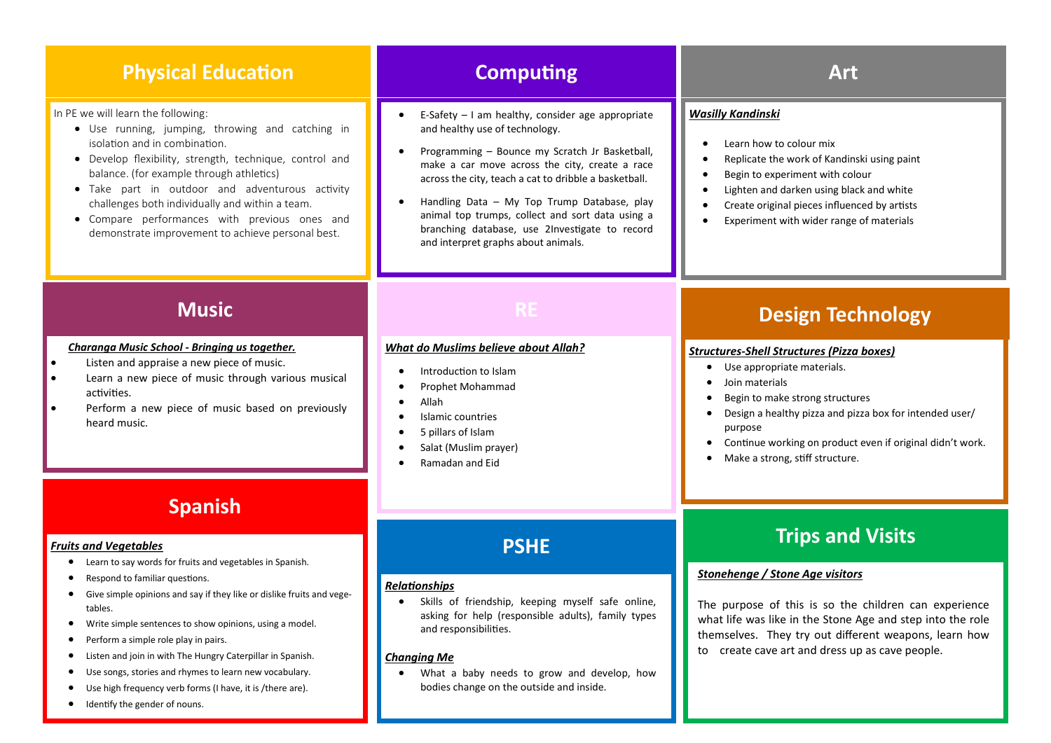## Physical Education

In PE we will learn the following:

- Use running, jumping, throwing and catching in isolation and in combination.
- Develop flexibility, strength, technique, control and balance. (for example through athletics)
- Take part in outdoor and adventurous activity challenges both individually and within a team.
- Compare performances with previous ones and demonstrate improvement to achieve personal best.

## Computing

- E-Safety – I am healthy, consider age appropriate and healthy use of technology.
- Programming – Bounce my Scratch Jr Basketball, make a car move across the city, create a race across the city, teach a cat to dribble a basketball.
- Handling Data – My Top Trump Database, play animal top trumps, collect and sort data using a branching database, use 2Investigate to record and interpret graphs about animals.

## Art

***Wasilly Kandinski***

- Learn how to colour mix
- Replicate the work of Kandinski using paint
- Begin to experiment with colour
- Lighten and darken using black and white
- Create original pieces influenced by artists
- Experiment with wider range of materials

## Music

***Charanga Music School - Bringing us together.***

- Listen and appraise a new piece of music.
- Learn a new piece of music through various musical activities.
- Perform a new piece of music based on previously heard music.

## RE

***What do Muslims believe about Allah?***

- Introduction to Islam
- Prophet Mohammad
- Allah
- Islamic countries
- 5 pillars of Islam
- Salat (Muslim prayer)
- Ramadan and Eid

## Design Technology

***Structures-Shell Structures (Pizza boxes)***

- Use appropriate materials.
- Join materials
- Begin to make strong structures
- Design a healthy pizza and pizza box for intended user/ purpose
- Continue working on product even if original didn't work.
- Make a strong, stiff structure.

## Spanish

***Fruits and Vegetables***

- Learn to say words for fruits and vegetables in Spanish.
- Respond to familiar questions.
- Give simple opinions and say if they like or dislike fruits and vegetables.
- Write simple sentences to show opinions, using a model.
- Perform a simple role play in pairs.
- Listen and join in with The Hungry Caterpillar in Spanish.
- Use songs, stories and rhymes to learn new vocabulary.
- Use high frequency verb forms (I have, it is /there are).
- Identify the gender of nouns.

## PSHE

***Relationships***

- Skills of friendship, keeping myself safe online, asking for help (responsible adults), family types and responsibilities.

***Changing Me***

- What a baby needs to grow and develop, how bodies change on the outside and inside.

## Trips and Visits

***Stonehenge / Stone Age visitors***

The purpose of this is so the children can experience what life was like in the Stone Age and step into the role themselves. They try out different weapons, learn how to create cave art and dress up as cave people.